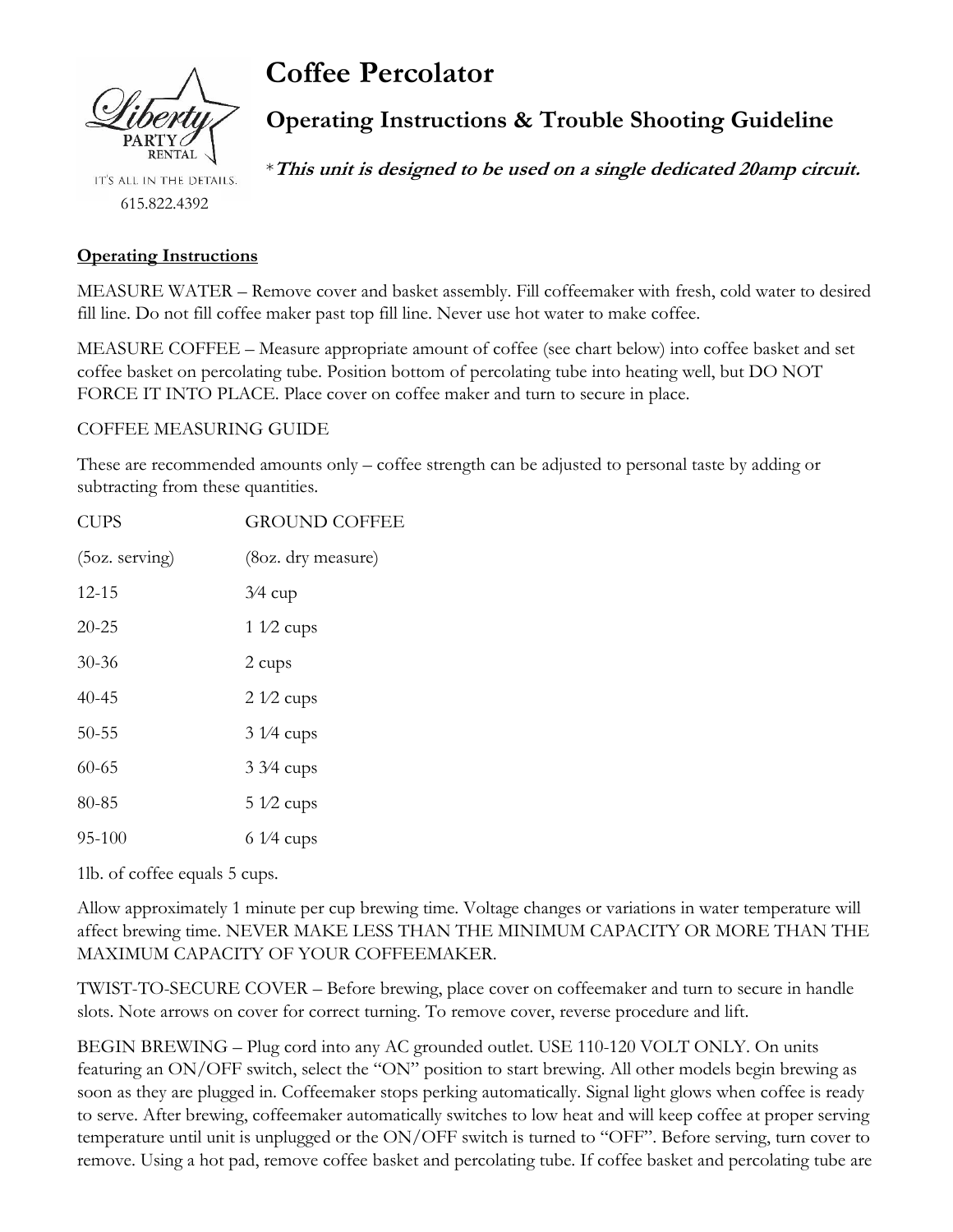# Coffee Percolator

## Operating Instructions & Trouble Shooting Guideline

Liberty PARTY RENTAL

IT'S ALL IN THE DETAILS.

615.822.4392

**This unit is designed to be used on a single dedicated 20amp circuit.*

**Operating Instructions**

MEASURE WATER – Remove cover and basket assembly. Fill coffeemaker with fresh, cold water to desired fill line. Do not fill coffee maker past top fill line. Never use hot water to make coffee.

MEASURE COFFEE – Measure appropriate amount of coffee (see chart below) into coffee basket and set coffee basket on percolating tube. Position bottom of percolating tube into heating well, but DO NOT FORCE IT INTO PLACE. Place cover on coffee maker and turn to secure in place.

COFFEE MEASURING GUIDE

These are recommended amounts only – coffee strength can be adjusted to personal taste by adding or subtracting from these quantities.

| CUPS | GROUND COFFEE |
|---|---|
| (5oz. serving) | (8oz. dry measure) |
| 12-15 | 3⁄4 cup |
| 20-25 | 1 1⁄2 cups |
| 30-36 | 2 cups |
| 40-45 | 2 1⁄2 cups |
| 50-55 | 3 1⁄4 cups |
| 60-65 | 3 3⁄4 cups |
| 80-85 | 5 1⁄2 cups |
| 95-100 | 6 1⁄4 cups |

1lb. of coffee equals 5 cups.

Allow approximately 1 minute per cup brewing time. Voltage changes or variations in water temperature will affect brewing time. NEVER MAKE LESS THAN THE MINIMUM CAPACITY OR MORE THAN THE MAXIMUM CAPACITY OF YOUR COFFEEMAKER.

TWIST-TO-SECURE COVER – Before brewing, place cover on coffeemaker and turn to secure in handle slots. Note arrows on cover for correct turning. To remove cover, reverse procedure and lift.

BEGIN BREWING – Plug cord into any AC grounded outlet. USE 110-120 VOLT ONLY. On units featuring an ON/OFF switch, select the "ON" position to start brewing. All other models begin brewing as soon as they are plugged in. Coffeemaker stops perking automatically. Signal light glows when coffee is ready to serve. After brewing, coffeemaker automatically switches to low heat and will keep coffee at proper serving temperature until unit is unplugged or the ON/OFF switch is turned to "OFF". Before serving, turn cover to remove. Using a hot pad, remove coffee basket and percolating tube. If coffee basket and percolating tube are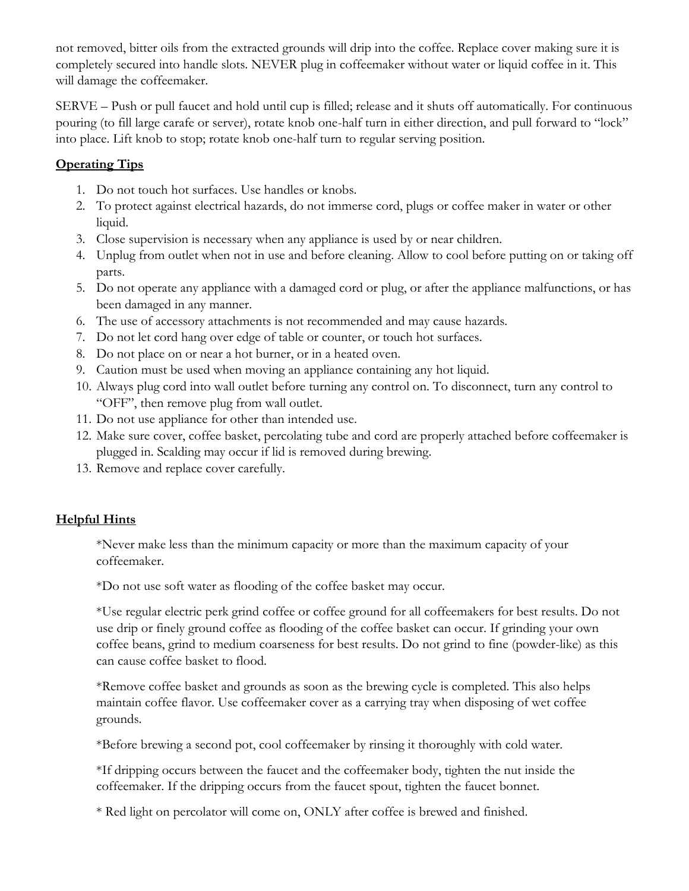not removed, bitter oils from the extracted grounds will drip into the coffee. Replace cover making sure it is completely secured into handle slots. NEVER plug in coffeemaker without water or liquid coffee in it. This will damage the coffeemaker.

SERVE – Push or pull faucet and hold until cup is filled; release and it shuts off automatically. For continuous pouring (to fill large carafe or server), rotate knob one-half turn in either direction, and pull forward to "lock" into place. Lift knob to stop; rotate knob one-half turn to regular serving position.

## Operating Tips

1. Do not touch hot surfaces. Use handles or knobs.
2. To protect against electrical hazards, do not immerse cord, plugs or coffee maker in water or other liquid.
3. Close supervision is necessary when any appliance is used by or near children.
4. Unplug from outlet when not in use and before cleaning. Allow to cool before putting on or taking off parts.
5. Do not operate any appliance with a damaged cord or plug, or after the appliance malfunctions, or has been damaged in any manner.
6. The use of accessory attachments is not recommended and may cause hazards.
7. Do not let cord hang over edge of table or counter, or touch hot surfaces.
8. Do not place on or near a hot burner, or in a heated oven.
9. Caution must be used when moving an appliance containing any hot liquid.
10. Always plug cord into wall outlet before turning any control on. To disconnect, turn any control to "OFF", then remove plug from wall outlet.
11. Do not use appliance for other than intended use.
12. Make sure cover, coffee basket, percolating tube and cord are properly attached before coffeemaker is plugged in. Scalding may occur if lid is removed during brewing.
13. Remove and replace cover carefully.

## Helpful Hints

*Never make less than the minimum capacity or more than the maximum capacity of your coffeemaker.

*Do not use soft water as flooding of the coffee basket may occur.

*Use regular electric perk grind coffee or coffee ground for all coffeemakers for best results. Do not use drip or finely ground coffee as flooding of the coffee basket can occur. If grinding your own coffee beans, grind to medium coarseness for best results. Do not grind to fine (powder-like) as this can cause coffee basket to flood.

*Remove coffee basket and grounds as soon as the brewing cycle is completed. This also helps maintain coffee flavor. Use coffeemaker cover as a carrying tray when disposing of wet coffee grounds.

*Before brewing a second pot, cool coffeemaker by rinsing it thoroughly with cold water.

*If dripping occurs between the faucet and the coffeemaker body, tighten the nut inside the coffeemaker. If the dripping occurs from the faucet spout, tighten the faucet bonnet.

* Red light on percolator will come on, ONLY after coffee is brewed and finished.